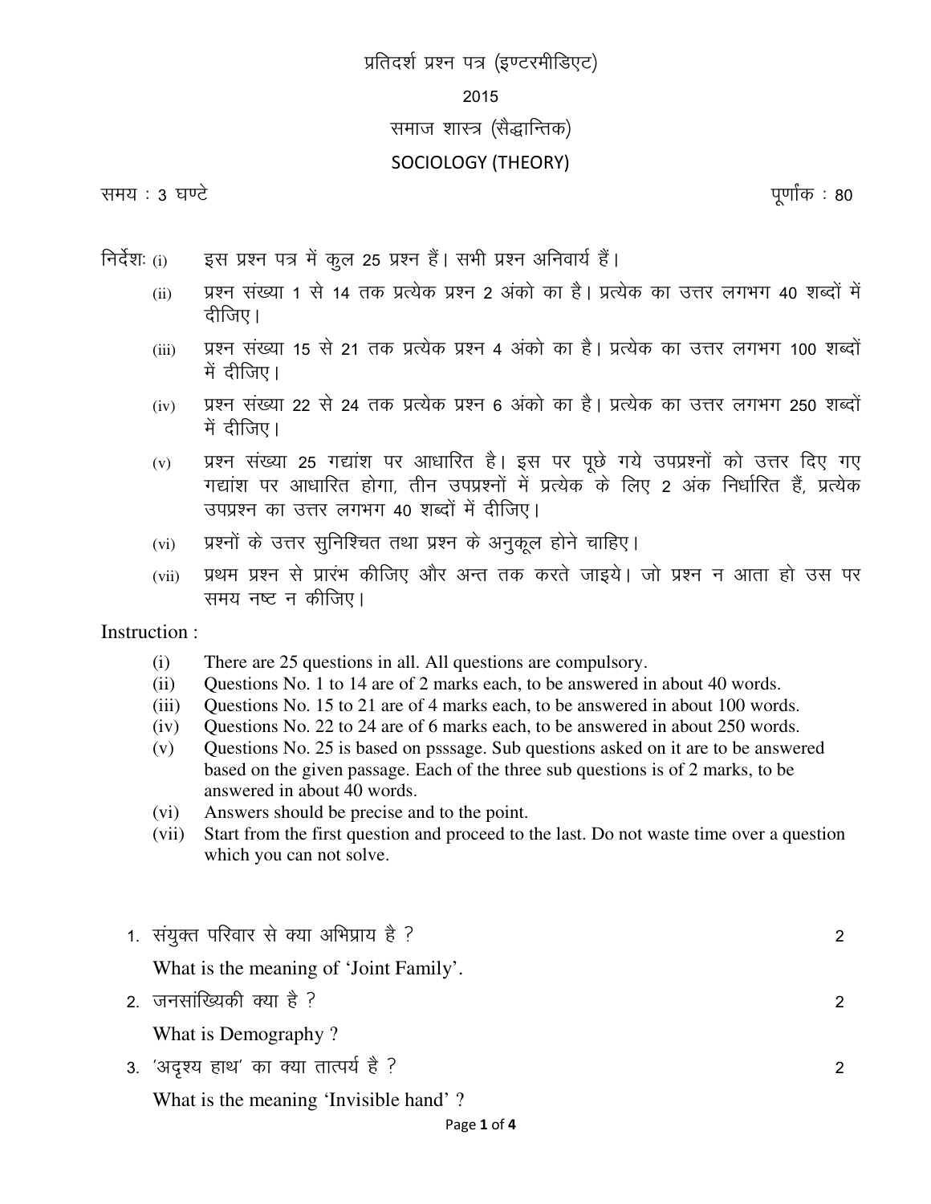# प्रतिदर्श प्रश्न पत्र (इण्टरमीडिएट)

## 2015

## समाज शास्त्र (सैद्धान्तिक)

## SOCIOLOGY (THEORY)

समय : 3 घण्टे　　　　　　　　　　　　　　　　　　　　　　　　　पूर्णांक : 80

निर्देशः

(i) इस प्रश्न पत्र में कुल 25 प्रश्न हैं। सभी प्रश्न अनिवार्य हैं।

(ii) प्रश्न संख्या 1 से 14 तक प्रत्येक प्रश्न 2 अंको का है। प्रत्येक का उत्तर लगभग 40 शब्दों में दीजिए।

(iii) प्रश्न संख्या 15 से 21 तक प्रत्येक प्रश्न 4 अंको का है। प्रत्येक का उत्तर लगभग 100 शब्दों में दीजिए।

(iv) प्रश्न संख्या 22 से 24 तक प्रत्येक प्रश्न 6 अंको का है। प्रत्येक का उत्तर लगभग 250 शब्दों में दीजिए।

(v) प्रश्न संख्या 25 गद्यांश पर आधारित है। इस पर पूछे गये उपप्रश्नों को उत्तर दिए गए गद्यांश पर आधारित होगा, तीन उपप्रश्नों में प्रत्येक के लिए 2 अंक निर्धारित हैं, प्रत्येक उपप्रश्न का उत्तर लगभग 40 शब्दों में दीजिए।

(vi) प्रश्नों के उत्तर सुनिश्चित तथा प्रश्न के अनुकूल होने चाहिए।

(vii) प्रथम प्रश्न से प्रारंभ कीजिए और अन्त तक करते जाइये। जो प्रश्न न आता हो उस पर समय नष्ट न कीजिए।

Instruction :

(i) There are 25 questions in all. All questions are compulsory.

(ii) Questions No. 1 to 14 are of 2 marks each, to be answered in about 40 words.

(iii) Questions No. 15 to 21 are of 4 marks each, to be answered in about 100 words.

(iv) Questions No. 22 to 24 are of 6 marks each, to be answered in about 250 words.

(v) Questions No. 25 is based on psssage. Sub questions asked on it are to be answered based on the given passage. Each of the three sub questions is of 2 marks, to be answered in about 40 words.

(vi) Answers should be precise and to the point.

(vii) Start from the first question and proceed to the last. Do not waste time over a question which you can not solve.

1. संयुक्त परिवार से क्या अभिप्राय है ?　　　　　　　　　　　　　　　　　　　　2

   What is the meaning of 'Joint Family'.

2. जनसांख्यिकी क्या है ?　　　　　　　　　　　　　　　　　　　　　　　　　2

   What is Demography ?

3. 'अदृश्य हाथ' का क्या तात्पर्य है ?　　　　　　　　　　　　　　　　　　　　2

   What is the meaning 'Invisible hand' ?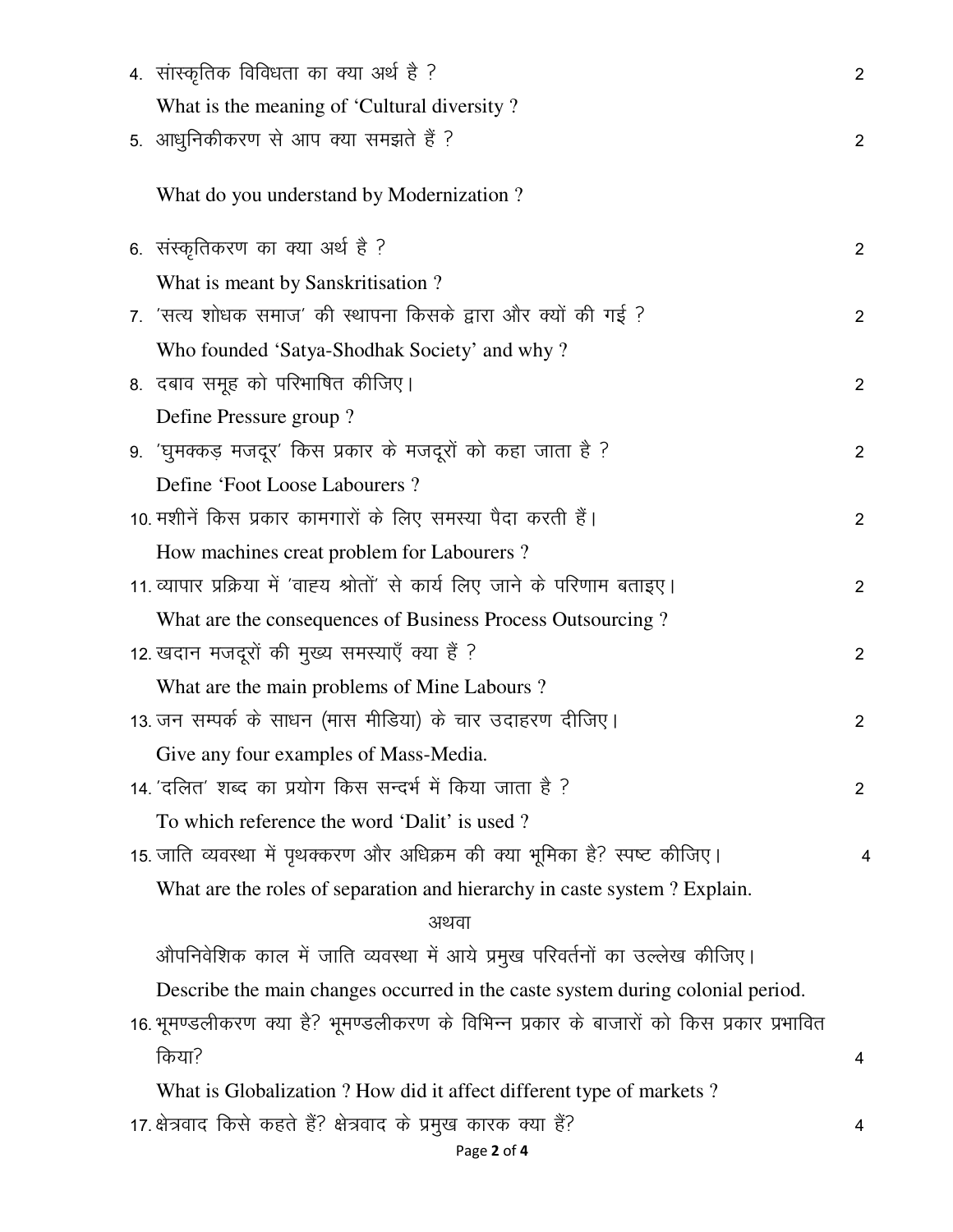4. सांस्कृतिक विविधता का क्या अर्थ है ? 2

What is the meaning of 'Cultural diversity ?

5. आधुनिकीकरण से आप क्या समझते हैं ? 2

What do you understand by Modernization ?

6. संस्कृतिकरण का क्या अर्थ है ? 2

What is meant by Sanskritisation ?

7. 'सत्य शोधक समाज' की स्थापना किसके द्वारा और क्यों की गई ? 2

Who founded 'Satya-Shodhak Society' and why ?

8. दबाव समूह को परिभाषित कीजिए। 2

Define Pressure group ?

9. 'घुमक्कड़ मजदूर' किस प्रकार के मजदूरों को कहा जाता है ? 2

Define 'Foot Loose Labourers ?

10. मशीनें किस प्रकार कामगारों के लिए समस्या पैदा करती हैं। 2

How machines creat problem for Labourers ?

11. व्यापार प्रक्रिया में 'वाह्य श्रोतों' से कार्य लिए जाने के परिणाम बताइए। 2

What are the consequences of Business Process Outsourcing ?

12. खदान मजदूरों की मुख्य समस्याएँ क्या हैं ? 2

What are the main problems of Mine Labours ?

13. जन सम्पर्क के साधन (मास मीडिया) के चार उदाहरण दीजिए। 2

Give any four examples of Mass-Media.

14. 'दलित' शब्द का प्रयोग किस सन्दर्भ में किया जाता है ? 2

To which reference the word 'Dalit' is used ?

15. जाति व्यवस्था में पृथक्करण और अधिक्रम की क्या भूमिका है? स्पष्ट कीजिए। 4

What are the roles of separation and hierarchy in caste system ? Explain.

अथवा

औपनिवेशिक काल में जाति व्यवस्था में आये प्रमुख परिवर्तनों का उल्लेख कीजिए।

Describe the main changes occurred in the caste system during colonial period.

16. भूमण्डलीकरण क्या है? भूमण्डलीकरण के विभिन्न प्रकार के बाजारों को किस प्रकार प्रभावित किया? 4

What is Globalization ? How did it affect different type of markets ?

17. क्षेत्रवाद किसे कहते हैं? क्षेत्रवाद के प्रमुख कारक क्या हैं? 4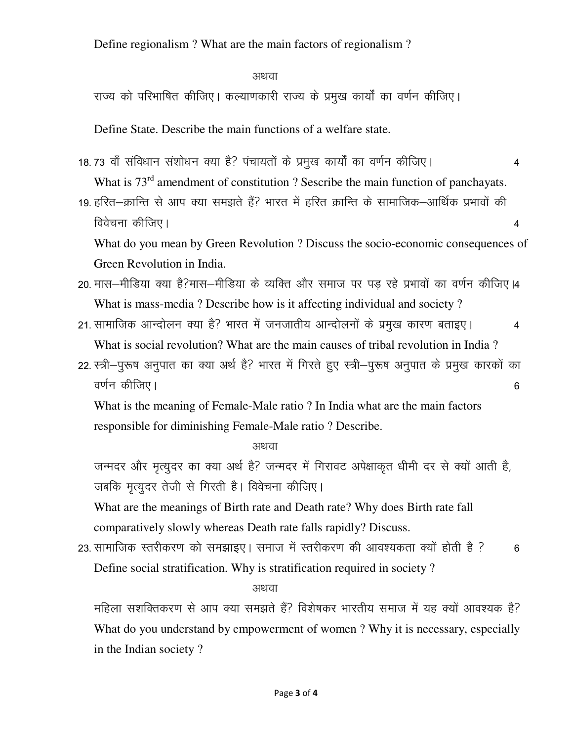Define regionalism ? What are the main factors of regionalism ?

अथवा

राज्य को परिभाषित कीजिए। कल्याणकारी राज्य के प्रमुख कार्यों का वर्णन कीजिए।

Define State. Describe the main functions of a welfare state.

18. 73 वाँ संविधान संशोधन क्या है? पंचायतों के प्रमुख कार्यों का वर्णन कीजिए। 4

What is 73rd amendment of constitution ? Sescribe the main function of panchayats.

19. हरित–क्रान्ति से आप क्या समझते हैं? भारत में हरित क्रान्ति के सामाजिक–आर्थिक प्रभावों की विवेचना कीजिए। 4

What do you mean by Green Revolution ? Discuss the socio-economic consequences of Green Revolution in India.

20. मास–मीडिया क्या है?मास–मीडिया के व्यक्ति और समाज पर पड़ रहे प्रभावों का वर्णन कीजिए।4

What is mass-media ? Describe how is it affecting individual and society ?

21. सामाजिक आन्दोलन क्या है? भारत में जनजातीय आन्दोलनों के प्रमुख कारण बताइए। 4

What is social revolution? What are the main causes of tribal revolution in India ?

22. स्त्री–पुरूष अनुपात का क्या अर्थ है? भारत में गिरते हुए स्त्री–पुरूष अनुपात के प्रमुख कारकों का वर्णन कीजिए। 6

What is the meaning of Female-Male ratio ? In India what are the main factors responsible for diminishing Female-Male ratio ? Describe.

अथवा

जन्मदर और मृत्युदर का क्या अर्थ है? जन्मदर में गिरावट अपेक्षाकृत धीमी दर से क्यों आती है, जबकि मृत्युदर तेजी से गिरती है। विवेचना कीजिए।

What are the meanings of Birth rate and Death rate? Why does Birth rate fall comparatively slowly whereas Death rate falls rapidly? Discuss.

23. सामाजिक स्तरीकरण को समझाइए। समाज में स्तरीकरण की आवश्यकता क्यों होती है ? 6

Define social stratification. Why is stratification required in society ?

अथवा

महिला सशक्तिकरण से आप क्या समझते हैं? विशेषकर भारतीय समाज में यह क्यों आवश्यक है?

What do you understand by empowerment of women ? Why it is necessary, especially in the Indian society ?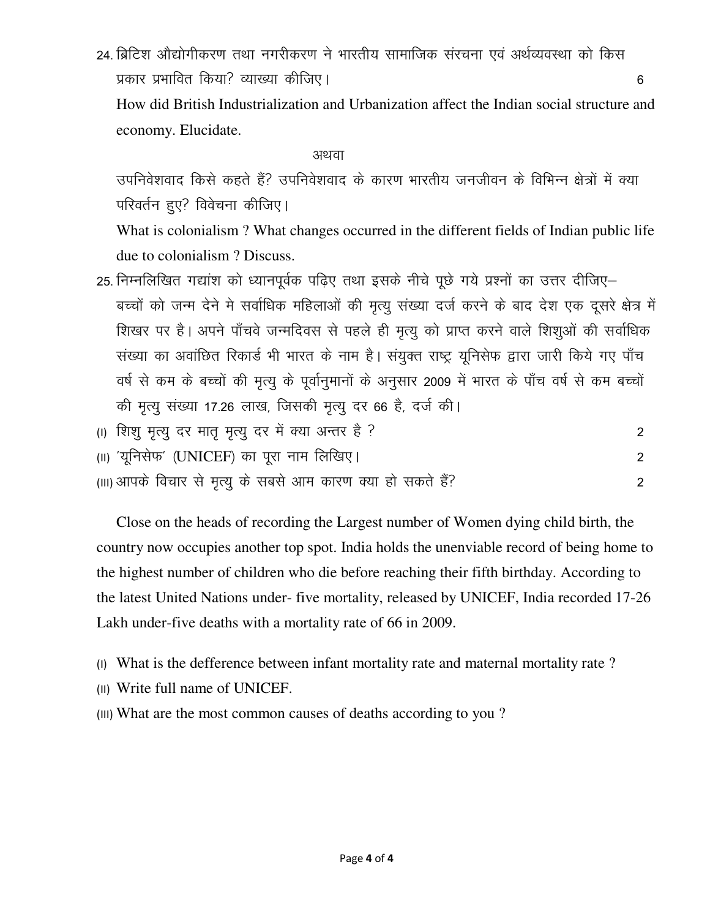24. ब्रिटिश औद्योगीकरण तथा नगरीकरण ने भारतीय सामाजिक संरचना एवं अर्थव्यवस्था को किस प्रकार प्रभावित किया? व्याख्या कीजिए। 6

How did British Industrialization and Urbanization affect the Indian social structure and economy. Elucidate.

अथवा

उपनिवेशवाद किसे कहते हैं? उपनिवेशवाद के कारण भारतीय जनजीवन के विभिन्न क्षेत्रों में क्या परिवर्तन हुए? विवेचना कीजिए।

What is colonialism ? What changes occurred in the different fields of Indian public life due to colonialism ? Discuss.

25. निम्नलिखित गद्यांश को ध्यानपूर्वक पढ़िए तथा इसके नीचे पूछे गये प्रश्नों का उत्तर दीजिए–

बच्चों को जन्म देने मे सर्वाधिक महिलाओं की मृत्यु संख्या दर्ज करने के बाद देश एक दूसरे क्षेत्र में शिखर पर है। अपने पाँचवे जन्मदिवस से पहले ही मृत्यु को प्राप्त करने वाले शिशुओं की सर्वाधिक संख्या का अवांछित रिकार्ड भी भारत के नाम है। संयुक्त राष्ट्र यूनिसेफ द्वारा जारी किये गए पाँच वर्ष से कम के बच्चों की मृत्यु के पूर्वानुमानों के अनुसार 2009 में भारत के पाँच वर्ष से कम बच्चों की मृत्यु संख्या 17.26 लाख, जिसकी मृत्यु दर 66 है, दर्ज की।

(I) शिशु मृत्यु दर मातृ मृत्यु दर में क्या अन्तर है ? 2

(II) 'यूनिसेफ' (UNICEF) का पूरा नाम लिखिए। 2

(III) आपके विचार से मृत्यु के सबसे आम कारण क्या हो सकते हैं? 2

Close on the heads of recording the Largest number of Women dying child birth, the country now occupies another top spot. India holds the unenviable record of being home to the highest number of children who die before reaching their fifth birthday. According to the latest United Nations under- five mortality, released by UNICEF, India recorded 17-26 Lakh under-five deaths with a mortality rate of 66 in 2009.

(I) What is the defference between infant mortality rate and maternal mortality rate ?

(II) Write full name of UNICEF.

(III) What are the most common causes of deaths according to you ?